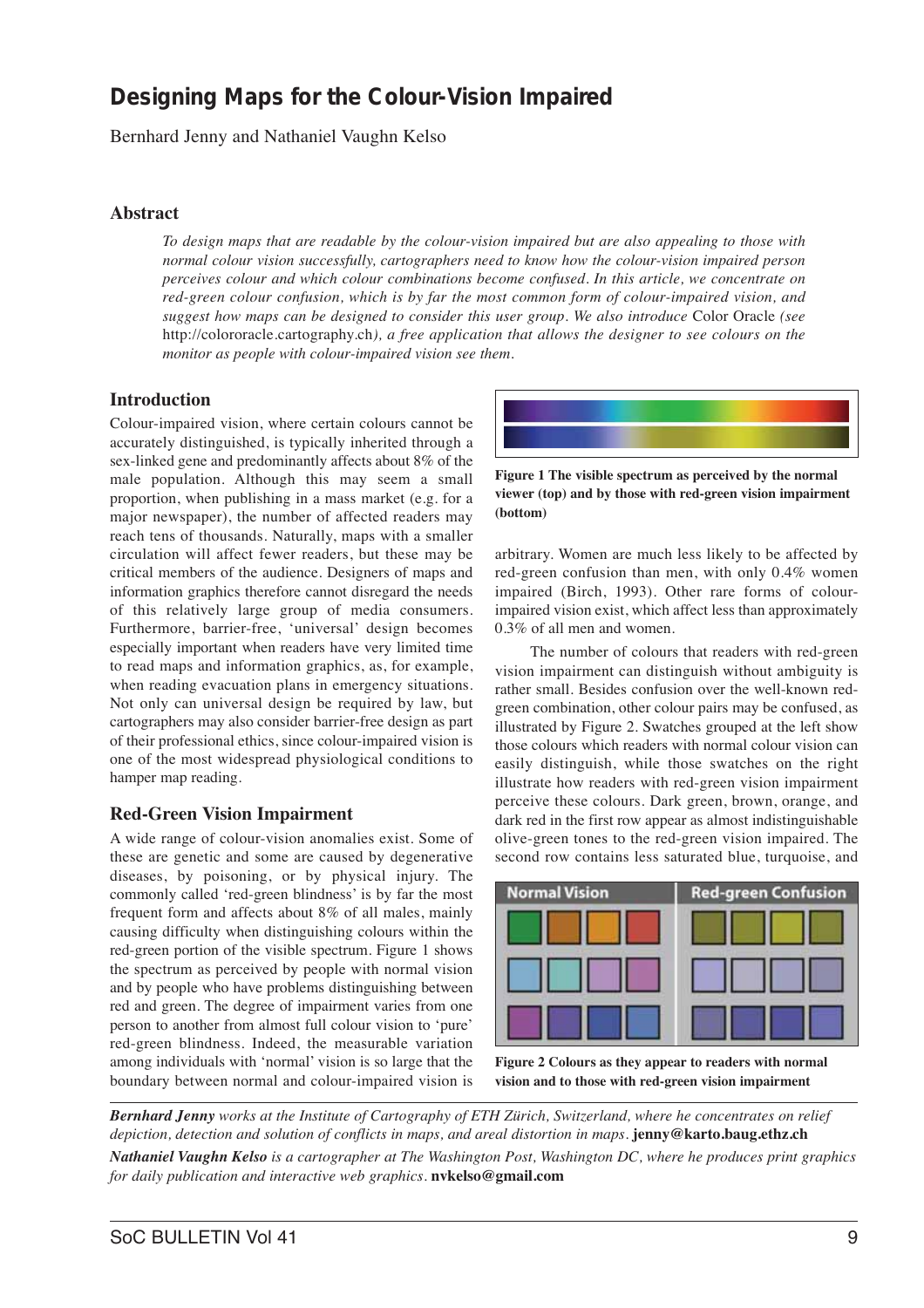# Designing Maps for the Colour-Vision Impaired

Bernhard Jenny and Nathaniel Vaughn Kelso

## Abstract

*To design maps that are readable by the colour-vision impaired but are also appealing to those with normal colour vision successfully, cartographers need to know how the colour-vision impaired person perceives colour and which colour combinations become confused. In this article, we concentrate on red-green colour confusion, which is by far the most common form of colour-impaired vision, and suggest how maps can be designed to consider this user group. We also introduce* Color Oracle *(see* http://colororacle.cartography.ch*), a free application that allows the designer to see colours on the monitor as people with colour-impaired vision see them.*

## Introduction

Colour-impaired vision, where certain colours cannot be accurately distinguished, is typically inherited through a sex-linked gene and predominantly affects about 8% of the male population. Although this may seem a small proportion, when publishing in a mass market (e.g. for a major newspaper), the number of affected readers may reach tens of thousands. Naturally, maps with a smaller circulation will affect fewer readers, but these may be critical members of the audience. Designers of maps and information graphics therefore cannot disregard the needs of this relatively large group of media consumers. Furthermore, barrier-free, 'universal' design becomes especially important when readers have very limited time to read maps and information graphics, as, for example, when reading evacuation plans in emergency situations. Not only can universal design be required by law, but cartographers may also consider barrier-free design as part of their professional ethics, since colour-impaired vision is one of the most widespread physiological conditions to hamper map reading.

## Red-Green Vision Impairment

A wide range of colour-vision anomalies exist. Some of these are genetic and some are caused by degenerative diseases, by poisoning, or by physical injury. The commonly called 'red-green blindness' is by far the most frequent form and affects about 8% of all males, mainly causing difficulty when distinguishing colours within the red-green portion of the visible spectrum. Figure 1 shows the spectrum as perceived by people with normal vision and by people who have problems distinguishing between red and green. The degree of impairment varies from one person to another from almost full colour vision to 'pure' red-green blindness. Indeed, the measurable variation among individuals with 'normal' vision is so large that the boundary between normal and colour-impaired vision is arbitrary. Women are much less likely to be affected by red-green confusion than men, with only 0.4% women impaired (Birch, 1993). Other rare forms of colour-impaired vision exist, which affect less than approximately 0.3% of all men and women.

**Figure 1 The visible spectrum as perceived by the normal viewer (top) and by those with red-green vision impairment (bottom)**

The number of colours that readers with red-green vision impairment can distinguish without ambiguity is rather small. Besides confusion over the well-known red-green combination, other colour pairs may be confused, as illustrated by Figure 2. Swatches grouped at the left show those colours which readers with normal colour vision can easily distinguish, while those swatches on the right illustrate how readers with red-green vision impairment perceive these colours. Dark green, brown, orange, and dark red in the first row appear as almost indistinguishable olive-green tones to the red-green vision impaired. The second row contains less saturated blue, turquoise, and

Normal Vision | Red-green Confusion

**Figure 2 Colours as they appear to readers with normal vision and to those with red-green vision impairment**

***Bernhard Jenny*** *works at the Institute of Cartography of ETH Zürich, Switzerland, where he concentrates on relief depiction, detection and solution of conflicts in maps, and areal distortion in maps.* **jenny@karto.baug.ethz.ch**

***Nathaniel Vaughn Kelso*** *is a cartographer at The Washington Post, Washington DC, where he produces print graphics for daily publication and interactive web graphics.* **nvkelso@gmail.com**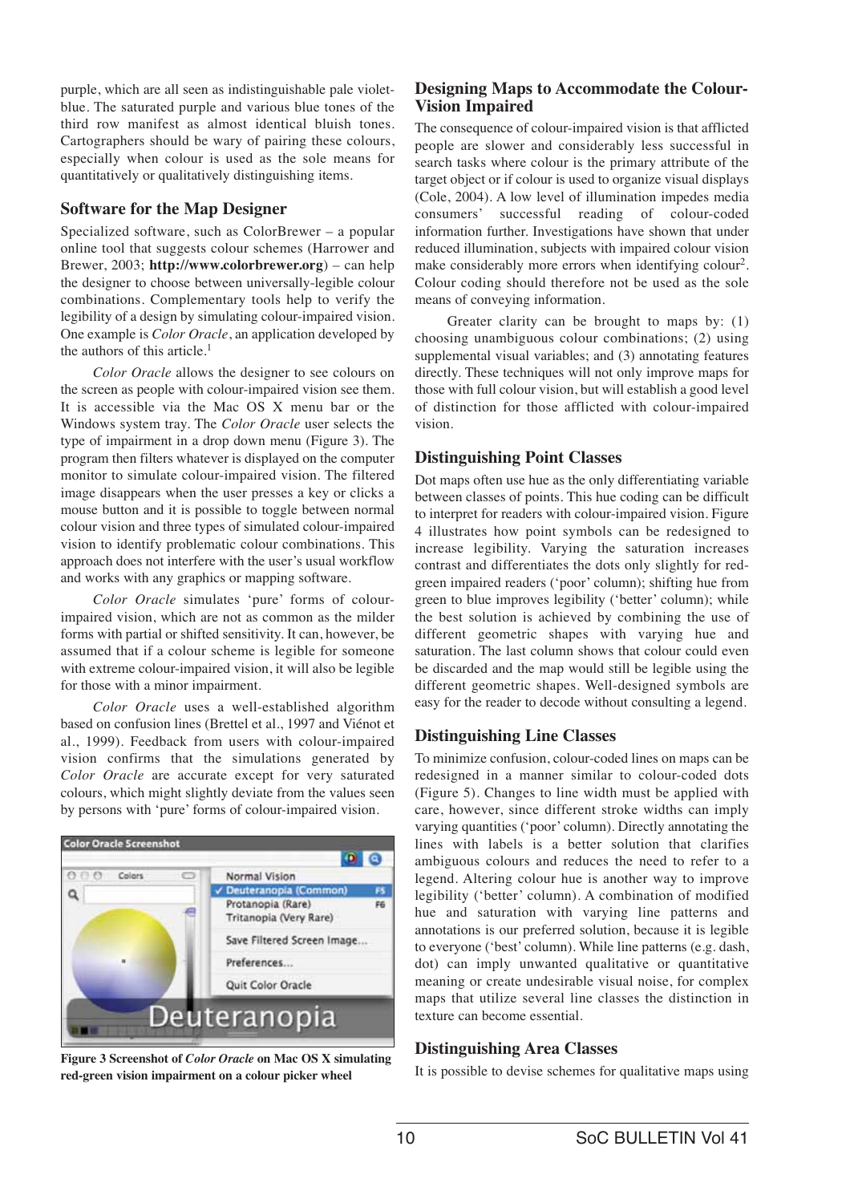purple, which are all seen as indistinguishable pale violet-blue. The saturated purple and various blue tones of the third row manifest as almost identical bluish tones. Cartographers should be wary of pairing these colours, especially when colour is used as the sole means for quantitatively or qualitatively distinguishing items.

## Software for the Map Designer

Specialized software, such as ColorBrewer – a popular online tool that suggests colour schemes (Harrower and Brewer, 2003; **http://www.colorbrewer.org**) – can help the designer to choose between universally-legible colour combinations. Complementary tools help to verify the legibility of a design by simulating colour-impaired vision. One example is *Color Oracle*, an application developed by the authors of this article.[1]

*Color Oracle* allows the designer to see colours on the screen as people with colour-impaired vision see them. It is accessible via the Mac OS X menu bar or the Windows system tray. The *Color Oracle* user selects the type of impairment in a drop down menu (Figure 3). The program then filters whatever is displayed on the computer monitor to simulate colour-impaired vision. The filtered image disappears when the user presses a key or clicks a mouse button and it is possible to toggle between normal colour vision and three types of simulated colour-impaired vision to identify problematic colour combinations. This approach does not interfere with the user's usual workflow and works with any graphics or mapping software.

*Color Oracle* simulates 'pure' forms of colour-impaired vision, which are not as common as the milder forms with partial or shifted sensitivity. It can, however, be assumed that if a colour scheme is legible for someone with extreme colour-impaired vision, it will also be legible for those with a minor impairment.

*Color Oracle* uses a well-established algorithm based on confusion lines (Brettel et al., 1997 and Viénot et al., 1999). Feedback from users with colour-impaired vision confirms that the simulations generated by *Color Oracle* are accurate except for very saturated colours, which might slightly deviate from the values seen by persons with 'pure' forms of colour-impaired vision.

**Figure 3 Screenshot of *Color Oracle* on Mac OS X simulating red-green vision impairment on a colour picker wheel**

## Designing Maps to Accommodate the Colour-Vision Impaired

The consequence of colour-impaired vision is that afflicted people are slower and considerably less successful in search tasks where colour is the primary attribute of the target object or if colour is used to organize visual displays (Cole, 2004). A low level of illumination impedes media consumers' successful reading of colour-coded information further. Investigations have shown that under reduced illumination, subjects with impaired colour vision make considerably more errors when identifying colour[2]. Colour coding should therefore not be used as the sole means of conveying information.

Greater clarity can be brought to maps by: (1) choosing unambiguous colour combinations; (2) using supplemental visual variables; and (3) annotating features directly. These techniques will not only improve maps for those with full colour vision, but will establish a good level of distinction for those afflicted with colour-impaired vision.

## Distinguishing Point Classes

Dot maps often use hue as the only differentiating variable between classes of points. This hue coding can be difficult to interpret for readers with colour-impaired vision. Figure 4 illustrates how point symbols can be redesigned to increase legibility. Varying the saturation increases contrast and differentiates the dots only slightly for red-green impaired readers ('poor' column); shifting hue from green to blue improves legibility ('better' column); while the best solution is achieved by combining the use of different geometric shapes with varying hue and saturation. The last column shows that colour could even be discarded and the map would still be legible using the different geometric shapes. Well-designed symbols are easy for the reader to decode without consulting a legend.

## Distinguishing Line Classes

To minimize confusion, colour-coded lines on maps can be redesigned in a manner similar to colour-coded dots (Figure 5). Changes to line width must be applied with care, however, since different stroke widths can imply varying quantities ('poor' column). Directly annotating the lines with labels is a better solution that clarifies ambiguous colours and reduces the need to refer to a legend. Altering colour hue is another way to improve legibility ('better' column). A combination of modified hue and saturation with varying line patterns and annotations is our preferred solution, because it is legible to everyone ('best' column). While line patterns (e.g. dash, dot) can imply unwanted qualitative or quantitative meaning or create undesirable visual noise, for complex maps that utilize several line classes the distinction in texture can become essential.

## Distinguishing Area Classes

It is possible to devise schemes for qualitative maps using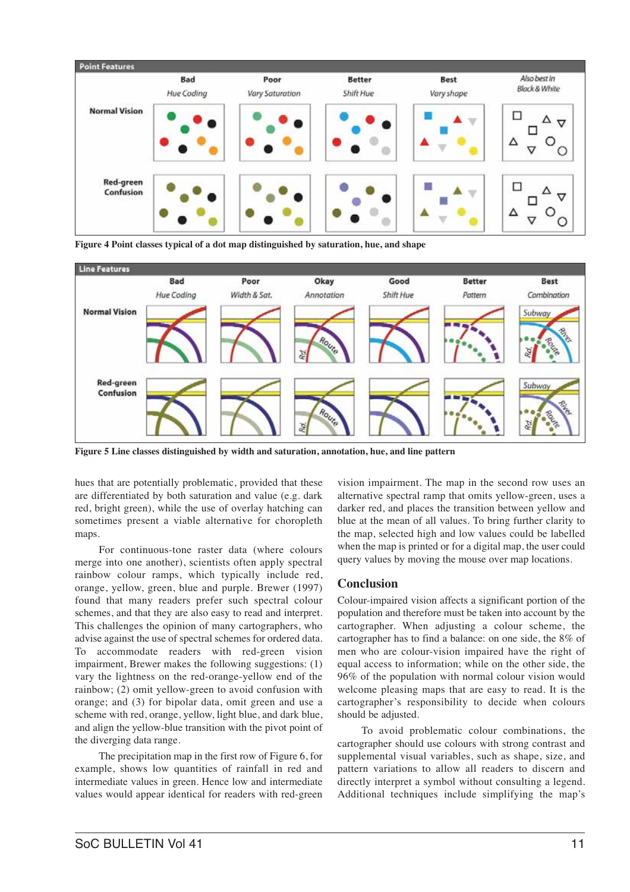Figure 4 Point classes typical of a dot map distinguished by saturation, hue, and shape

Figure 5 Line classes distinguished by width and saturation, annotation, hue, and line pattern

hues that are potentially problematic, provided that these are differentiated by both saturation and value (e.g. dark red, bright green), while the use of overlay hatching can sometimes present a viable alternative for choropleth maps.

For continuous-tone raster data (where colours merge into one another), scientists often apply spectral rainbow colour ramps, which typically include red, orange, yellow, green, blue and purple. Brewer (1997) found that many readers prefer such spectral colour schemes, and that they are also easy to read and interpret. This challenges the opinion of many cartographers, who advise against the use of spectral schemes for ordered data. To accommodate readers with red-green vision impairment, Brewer makes the following suggestions: (1) vary the lightness on the red-orange-yellow end of the rainbow; (2) omit yellow-green to avoid confusion with orange; and (3) for bipolar data, omit green and use a scheme with red, orange, yellow, light blue, and dark blue, and align the yellow-blue transition with the pivot point of the diverging data range.

The precipitation map in the first row of Figure 6, for example, shows low quantities of rainfall in red and intermediate values in green. Hence low and intermediate values would appear identical for readers with red-green vision impairment. The map in the second row uses an alternative spectral ramp that omits yellow-green, uses a darker red, and places the transition between yellow and blue at the mean of all values. To bring further clarity to the map, selected high and low values could be labelled when the map is printed or for a digital map, the user could query values by moving the mouse over map locations.

## Conclusion

Colour-impaired vision affects a significant portion of the population and therefore must be taken into account by the cartographer. When adjusting a colour scheme, the cartographer has to find a balance: on one side, the 8% of men who are colour-vision impaired have the right of equal access to information; while on the other side, the 96% of the population with normal colour vision would welcome pleasing maps that are easy to read. It is the cartographer's responsibility to decide when colours should be adjusted.

To avoid problematic colour combinations, the cartographer should use colours with strong contrast and supplemental visual variables, such as shape, size, and pattern variations to allow all readers to discern and directly interpret a symbol without consulting a legend. Additional techniques include simplifying the map's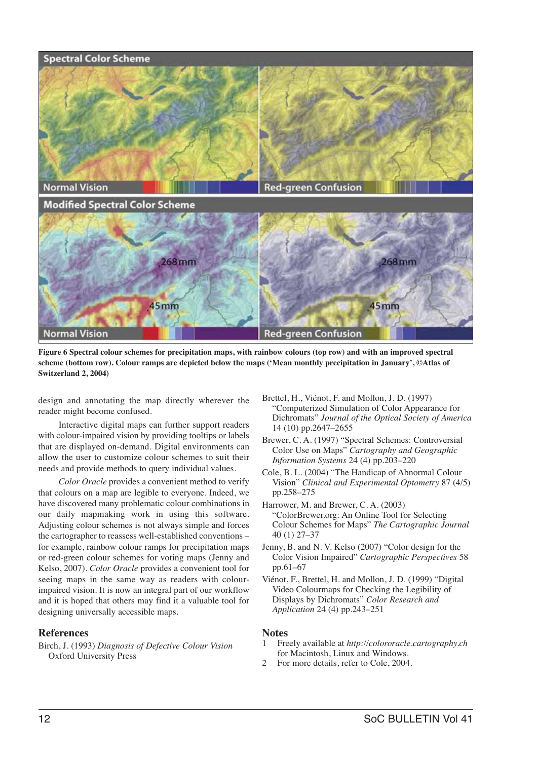Spectral Color Scheme

Normal Vision

Red-green Confusion

Modified Spectral Color Scheme

268mm

45mm

Normal Vision

268mm

45mm

Red-green Confusion

**Figure 6 Spectral colour schemes for precipitation maps, with rainbow colours (top row) and with an improved spectral scheme (bottom row). Colour ramps are depicted below the maps ('Mean monthly precipitation in January', ©Atlas of Switzerland 2, 2004)**

design and annotating the map directly wherever the reader might become confused.

Interactive digital maps can further support readers with colour-impaired vision by providing tooltips or labels that are displayed on-demand. Digital environments can allow the user to customize colour schemes to suit their needs and provide methods to query individual values.

*Color Oracle* provides a convenient method to verify that colours on a map are legible to everyone. Indeed, we have discovered many problematic colour combinations in our daily mapmaking work in using this software. Adjusting colour schemes is not always simple and forces the cartographer to reassess well-established conventions – for example, rainbow colour ramps for precipitation maps or red-green colour schemes for voting maps (Jenny and Kelso, 2007). *Color Oracle* provides a convenient tool for seeing maps in the same way as readers with colour-impaired vision. It is now an integral part of our workflow and it is hoped that others may find it a valuable tool for designing universally accessible maps.

## References

Birch, J. (1993) *Diagnosis of Defective Colour Vision* Oxford University Press

Brettel, H., Viénot, F. and Mollon, J. D. (1997) "Computerized Simulation of Color Appearance for Dichromats" *Journal of the Optical Society of America* 14 (10) pp.2647–2655

Brewer, C. A. (1997) "Spectral Schemes: Controversial Color Use on Maps" *Cartography and Geographic Information Systems* 24 (4) pp.203–220

Cole, B. L. (2004) "The Handicap of Abnormal Colour Vision" *Clinical and Experimental Optometry* 87 (4/5) pp.258–275

Harrower, M. and Brewer, C. A. (2003) "ColorBrewer.org: An Online Tool for Selecting Colour Schemes for Maps" *The Cartographic Journal* 40 (1) 27–37

Jenny, B. and N. V. Kelso (2007) "Color design for the Color Vision Impaired" *Cartographic Perspectives* 58 pp.61–67

Viénot, F., Brettel, H. and Mollon, J. D. (1999) "Digital Video Colourmaps for Checking the Legibility of Displays by Dichromats" *Color Research and Application* 24 (4) pp.243–251

## Notes

1. Freely available at *http://colororacle.cartography.ch* for Macintosh, Linux and Windows.
2. For more details, refer to Cole, 2004.